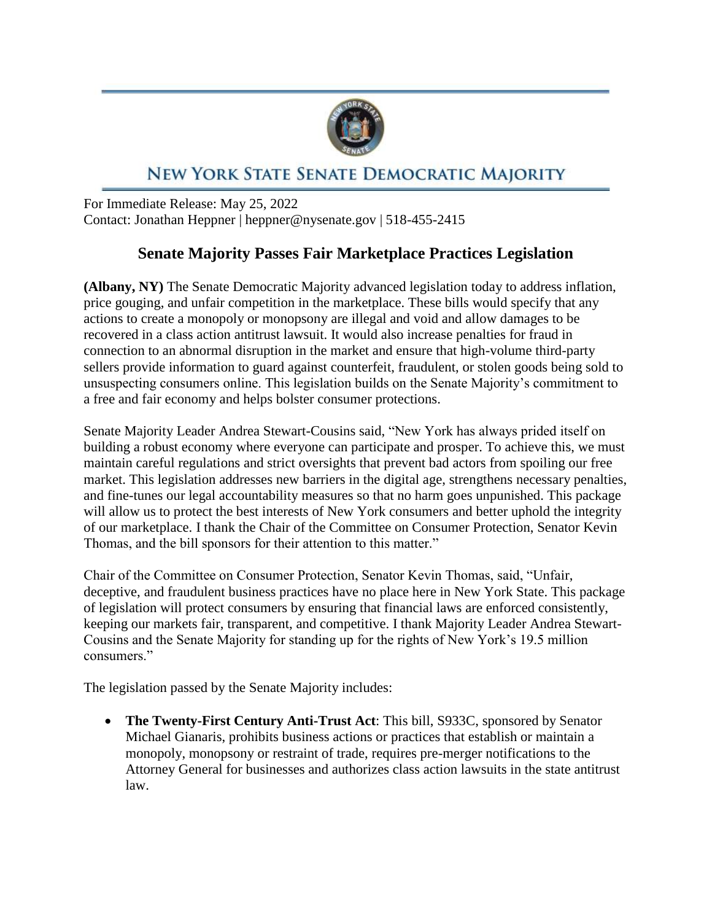# NEW YORK STATE SENATE DEMOCRATIC MAJORITY

For Immediate Release: May 25, 2022
Contact: Jonathan Heppner | heppner@nysenate.gov | 518-455-2415

## Senate Majority Passes Fair Marketplace Practices Legislation

**(Albany, NY)** The Senate Democratic Majority advanced legislation today to address inflation, price gouging, and unfair competition in the marketplace. These bills would specify that any actions to create a monopoly or monopsony are illegal and void and allow damages to be recovered in a class action antitrust lawsuit. It would also increase penalties for fraud in connection to an abnormal disruption in the market and ensure that high-volume third-party sellers provide information to guard against counterfeit, fraudulent, or stolen goods being sold to unsuspecting consumers online. This legislation builds on the Senate Majority's commitment to a free and fair economy and helps bolster consumer protections.

Senate Majority Leader Andrea Stewart-Cousins said, "New York has always prided itself on building a robust economy where everyone can participate and prosper. To achieve this, we must maintain careful regulations and strict oversights that prevent bad actors from spoiling our free market. This legislation addresses new barriers in the digital age, strengthens necessary penalties, and fine-tunes our legal accountability measures so that no harm goes unpunished. This package will allow us to protect the best interests of New York consumers and better uphold the integrity of our marketplace. I thank the Chair of the Committee on Consumer Protection, Senator Kevin Thomas, and the bill sponsors for their attention to this matter."

Chair of the Committee on Consumer Protection, Senator Kevin Thomas, said, "Unfair, deceptive, and fraudulent business practices have no place here in New York State. This package of legislation will protect consumers by ensuring that financial laws are enforced consistently, keeping our markets fair, transparent, and competitive. I thank Majority Leader Andrea Stewart-Cousins and the Senate Majority for standing up for the rights of New York's 19.5 million consumers."

The legislation passed by the Senate Majority includes:

- **The Twenty-First Century Anti-Trust Act**: This bill, S933C, sponsored by Senator Michael Gianaris, prohibits business actions or practices that establish or maintain a monopoly, monopsony or restraint of trade, requires pre-merger notifications to the Attorney General for businesses and authorizes class action lawsuits in the state antitrust law.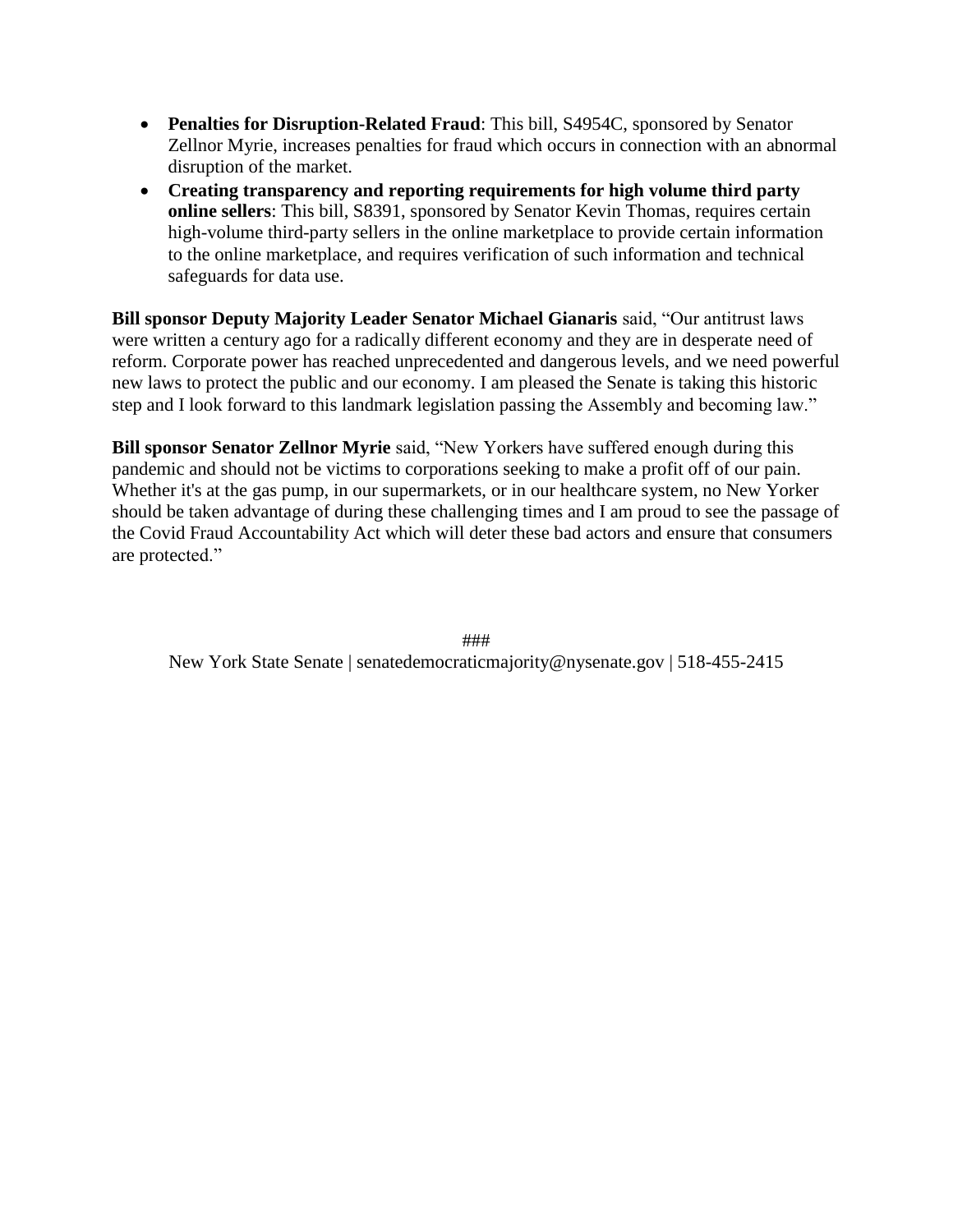- **Penalties for Disruption-Related Fraud**: This bill, S4954C, sponsored by Senator Zellnor Myrie, increases penalties for fraud which occurs in connection with an abnormal disruption of the market.
- **Creating transparency and reporting requirements for high volume third party online sellers**: This bill, S8391, sponsored by Senator Kevin Thomas, requires certain high-volume third-party sellers in the online marketplace to provide certain information to the online marketplace, and requires verification of such information and technical safeguards for data use.

**Bill sponsor Deputy Majority Leader Senator Michael Gianaris** said, "Our antitrust laws were written a century ago for a radically different economy and they are in desperate need of reform. Corporate power has reached unprecedented and dangerous levels, and we need powerful new laws to protect the public and our economy. I am pleased the Senate is taking this historic step and I look forward to this landmark legislation passing the Assembly and becoming law."

**Bill sponsor Senator Zellnor Myrie** said, "New Yorkers have suffered enough during this pandemic and should not be victims to corporations seeking to make a profit off of our pain. Whether it's at the gas pump, in our supermarkets, or in our healthcare system, no New Yorker should be taken advantage of during these challenging times and I am proud to see the passage of the Covid Fraud Accountability Act which will deter these bad actors and ensure that consumers are protected."

###

New York State Senate | senatedemocraticmajority@nysenate.gov | 518-455-2415